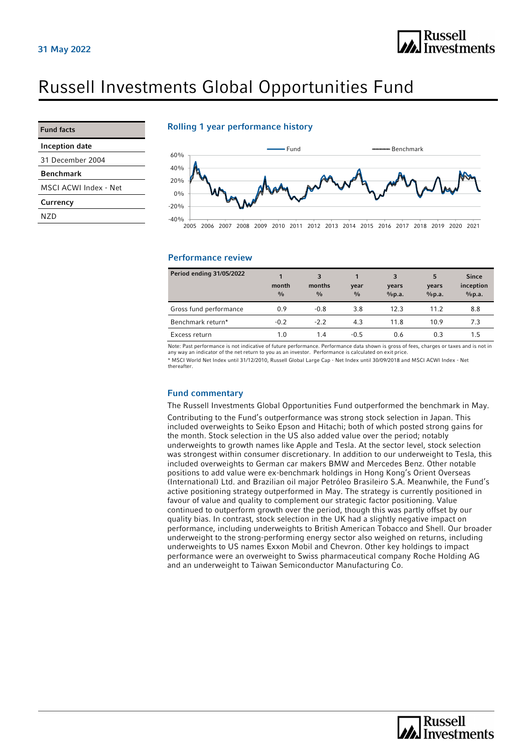31 May 2022

# Russell Investments Global Opportunities Fund

| Fund facts |
|---|
| **Inception date** |
| 31 December 2004 |
| **Benchmark** |
| MSCI ACWI Index - Net |
| **Currency** |
| NZD |

## Rolling 1 year performance history

## Performance review

| Period ending 31/05/2022 | 1 month % | 3 months % | 1 year % | 3 years %p.a. | 5 years %p.a. | Since inception %p.a. |
|---|---|---|---|---|---|---|
| Gross fund performance | 0.9 | -0.8 | 3.8 | 12.3 | 11.2 | 8.8 |
| Benchmark return* | -0.2 | -2.2 | 4.3 | 11.8 | 10.9 | 7.3 |
| Excess return | 1.0 | 1.4 | -0.5 | 0.6 | 0.3 | 1.5 |

Note: Past performance is not indicative of future performance. Performance data shown is gross of fees, charges or taxes and is not in any way an indicator of the net return to you as an investor. Performance is calculated on exit price.

* MSCI World Net Index until 31/12/2010, Russell Global Large Cap - Net Index until 30/09/2018 and MSCI ACWI Index - Net thereafter.

## Fund commentary

The Russell Investments Global Opportunities Fund outperformed the benchmark in May.

Contributing to the Fund's outperformance was strong stock selection in Japan. This included overweights to Seiko Epson and Hitachi; both of which posted strong gains for the month. Stock selection in the US also added value over the period; notably underweights to growth names like Apple and Tesla. At the sector level, stock selection was strongest within consumer discretionary. In addition to our underweight to Tesla, this included overweights to German car makers BMW and Mercedes Benz. Other notable positions to add value were ex-benchmark holdings in Hong Kong's Orient Overseas (International) Ltd. and Brazilian oil major Petróleo Brasileiro S.A. Meanwhile, the Fund's active positioning strategy outperformed in May. The strategy is currently positioned in favour of value and quality to complement our strategic factor positioning. Value continued to outperform growth over the period, though this was partly offset by our quality bias. In contrast, stock selection in the UK had a slightly negative impact on performance, including underweights to British American Tobacco and Shell. Our broader underweight to the strong-performing energy sector also weighed on returns, including underweights to US names Exxon Mobil and Chevron. Other key holdings to impact performance were an overweight to Swiss pharmaceutical company Roche Holding AG and an underweight to Taiwan Semiconductor Manufacturing Co.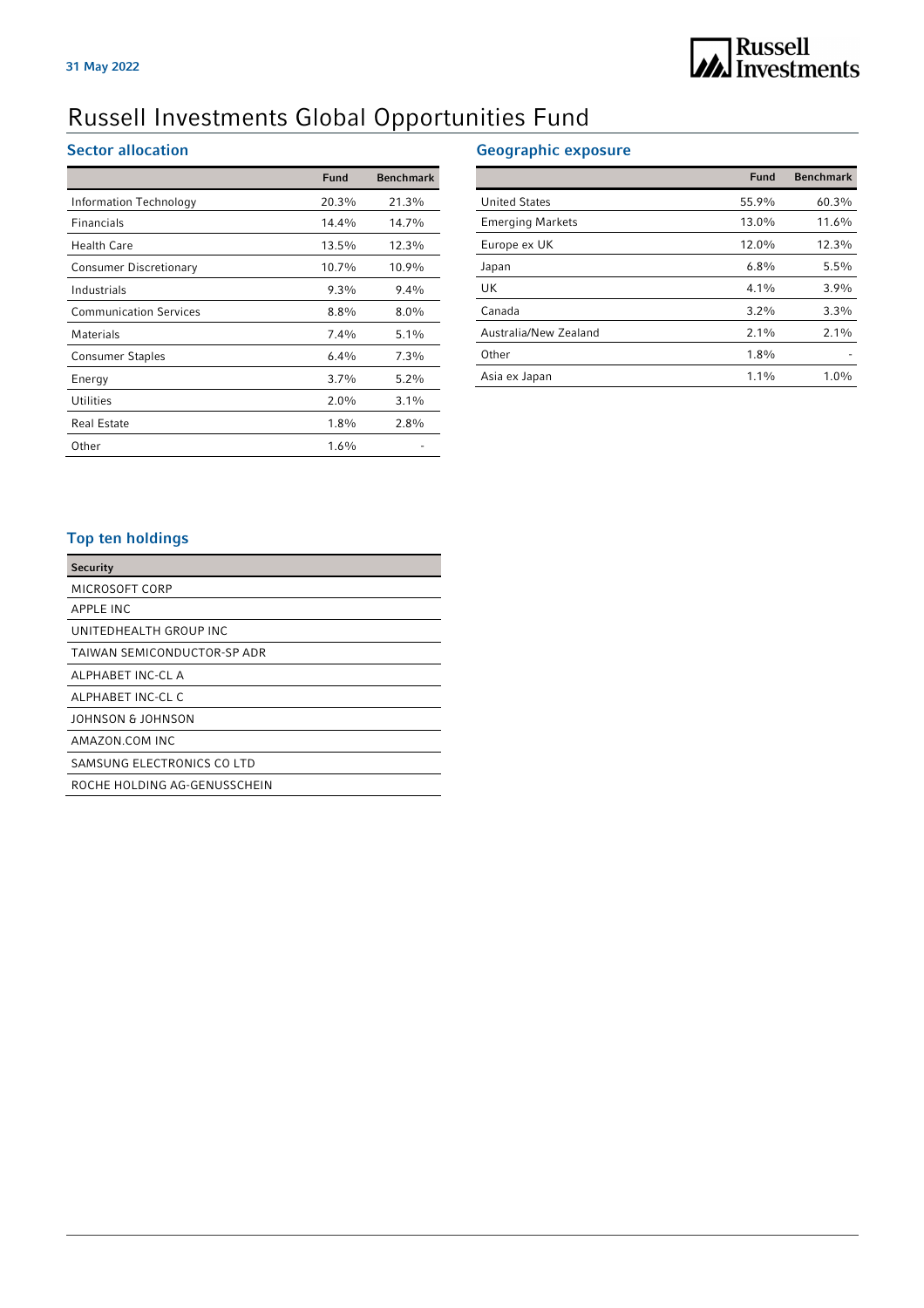31 May 2022

# Russell Investments Global Opportunities Fund

## Sector allocation

| | Fund | Benchmark |
|---|---|---|
| Information Technology | 20.3% | 21.3% |
| Financials | 14.4% | 14.7% |
| Health Care | 13.5% | 12.3% |
| Consumer Discretionary | 10.7% | 10.9% |
| Industrials | 9.3% | 9.4% |
| Communication Services | 8.8% | 8.0% |
| Materials | 7.4% | 5.1% |
| Consumer Staples | 6.4% | 7.3% |
| Energy | 3.7% | 5.2% |
| Utilities | 2.0% | 3.1% |
| Real Estate | 1.8% | 2.8% |
| Other | 1.6% | - |

## Geographic exposure

| | Fund | Benchmark |
|---|---|---|
| United States | 55.9% | 60.3% |
| Emerging Markets | 13.0% | 11.6% |
| Europe ex UK | 12.0% | 12.3% |
| Japan | 6.8% | 5.5% |
| UK | 4.1% | 3.9% |
| Canada | 3.2% | 3.3% |
| Australia/New Zealand | 2.1% | 2.1% |
| Other | 1.8% | - |
| Asia ex Japan | 1.1% | 1.0% |

## Top ten holdings

| Security |
|---|
| MICROSOFT CORP |
| APPLE INC |
| UNITEDHEALTH GROUP INC |
| TAIWAN SEMICONDUCTOR-SP ADR |
| ALPHABET INC-CL A |
| ALPHABET INC-CL C |
| JOHNSON & JOHNSON |
| AMAZON.COM INC |
| SAMSUNG ELECTRONICS CO LTD |
| ROCHE HOLDING AG-GENUSSCHEIN |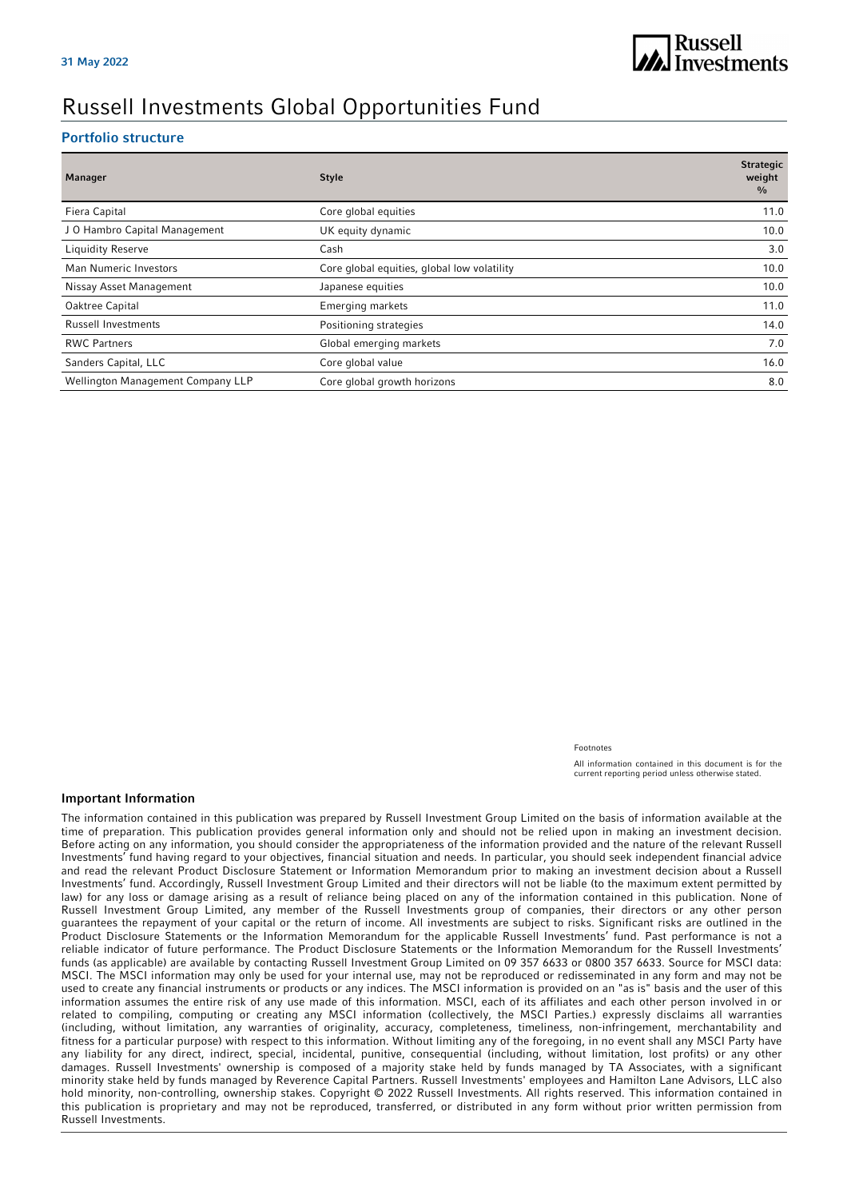31 May 2022

# Russell Investments Global Opportunities Fund

## Portfolio structure

| Manager | Style | Strategic weight % |
|---|---|---|
| Fiera Capital | Core global equities | 11.0 |
| J O Hambro Capital Management | UK equity dynamic | 10.0 |
| Liquidity Reserve | Cash | 3.0 |
| Man Numeric Investors | Core global equities, global low volatility | 10.0 |
| Nissay Asset Management | Japanese equities | 10.0 |
| Oaktree Capital | Emerging markets | 11.0 |
| Russell Investments | Positioning strategies | 14.0 |
| RWC Partners | Global emerging markets | 7.0 |
| Sanders Capital, LLC | Core global value | 16.0 |
| Wellington Management Company LLP | Core global growth horizons | 8.0 |

Footnotes

All information contained in this document is for the current reporting period unless otherwise stated.

### Important Information

The information contained in this publication was prepared by Russell Investment Group Limited on the basis of information available at the time of preparation. This publication provides general information only and should not be relied upon in making an investment decision. Before acting on any information, you should consider the appropriateness of the information provided and the nature of the relevant Russell Investments' fund having regard to your objectives, financial situation and needs. In particular, you should seek independent financial advice and read the relevant Product Disclosure Statement or Information Memorandum prior to making an investment decision about a Russell Investments' fund. Accordingly, Russell Investment Group Limited and their directors will not be liable (to the maximum extent permitted by law) for any loss or damage arising as a result of reliance being placed on any of the information contained in this publication. None of Russell Investment Group Limited, any member of the Russell Investments group of companies, their directors or any other person guarantees the repayment of your capital or the return of income. All investments are subject to risks. Significant risks are outlined in the Product Disclosure Statements or the Information Memorandum for the applicable Russell Investments' fund. Past performance is not a reliable indicator of future performance. The Product Disclosure Statements or the Information Memorandum for the Russell Investments' funds (as applicable) are available by contacting Russell Investment Group Limited on 09 357 6633 or 0800 357 6633. Source for MSCI data: MSCI. The MSCI information may only be used for your internal use, may not be reproduced or redisseminated in any form and may not be used to create any financial instruments or products or any indices. The MSCI information is provided on an "as is" basis and the user of this information assumes the entire risk of any use made of this information. MSCI, each of its affiliates and each other person involved in or related to compiling, computing or creating any MSCI information (collectively, the MSCI Parties.) expressly disclaims all warranties (including, without limitation, any warranties of originality, accuracy, completeness, timeliness, non-infringement, merchantability and fitness for a particular purpose) with respect to this information. Without limiting any of the foregoing, in no event shall any MSCI Party have any liability for any direct, indirect, special, incidental, punitive, consequential (including, without limitation, lost profits) or any other damages. Russell Investments' ownership is composed of a majority stake held by funds managed by TA Associates, with a significant minority stake held by funds managed by Reverence Capital Partners. Russell Investments' employees and Hamilton Lane Advisors, LLC also hold minority, non-controlling, ownership stakes. Copyright © 2022 Russell Investments. All rights reserved. This information contained in this publication is proprietary and may not be reproduced, transferred, or distributed in any form without prior written permission from Russell Investments.